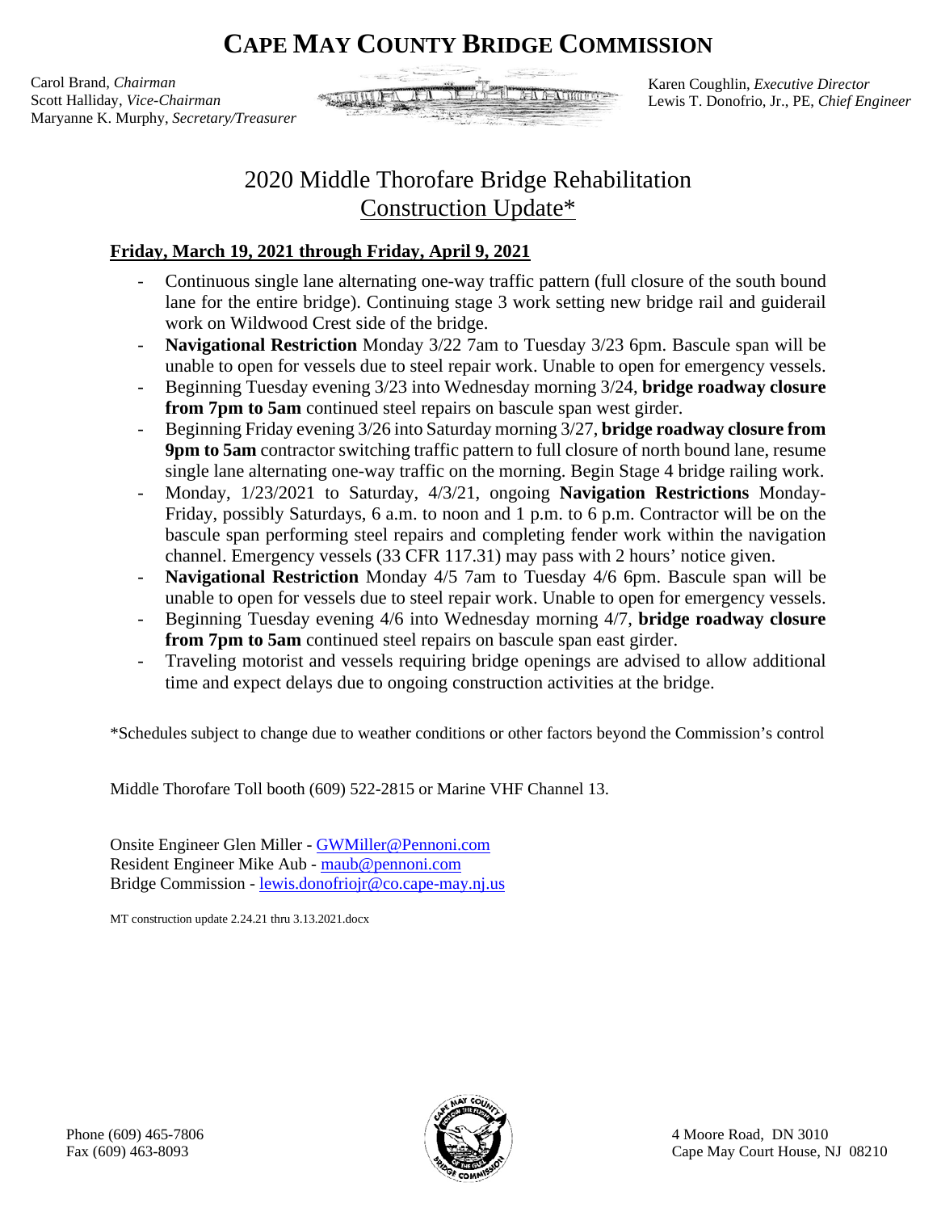# CAPE MAY COUNTY BRIDGE COMMISSION

Carol Brand, *Chairman*
Scott Halliday, *Vice-Chairman*
Maryanne K. Murphy, *Secretary/Treasurer*

Karen Coughlin, *Executive Director*
Lewis T. Donofrio, Jr., PE, *Chief Engineer*

## 2020 Middle Thorofare Bridge Rehabilitation
## Construction Update*

**Friday, March 19, 2021 through Friday, April 9, 2021**

- Continuous single lane alternating one-way traffic pattern (full closure of the south bound lane for the entire bridge). Continuing stage 3 work setting new bridge rail and guiderail work on Wildwood Crest side of the bridge.
- **Navigational Restriction** Monday 3/22 7am to Tuesday 3/23 6pm. Bascule span will be unable to open for vessels due to steel repair work. Unable to open for emergency vessels.
- Beginning Tuesday evening 3/23 into Wednesday morning 3/24, **bridge roadway closure from 7pm to 5am** continued steel repairs on bascule span west girder.
- Beginning Friday evening 3/26 into Saturday morning 3/27, **bridge roadway closure from 9pm to 5am** contractor switching traffic pattern to full closure of north bound lane, resume single lane alternating one-way traffic on the morning. Begin Stage 4 bridge railing work.
- Monday, 1/23/2021 to Saturday, 4/3/21, ongoing **Navigation Restrictions** Monday-Friday, possibly Saturdays, 6 a.m. to noon and 1 p.m. to 6 p.m. Contractor will be on the bascule span performing steel repairs and completing fender work within the navigation channel. Emergency vessels (33 CFR 117.31) may pass with 2 hours' notice given.
- **Navigational Restriction** Monday 4/5 7am to Tuesday 4/6 6pm. Bascule span will be unable to open for vessels due to steel repair work. Unable to open for emergency vessels.
- Beginning Tuesday evening 4/6 into Wednesday morning 4/7, **bridge roadway closure from 7pm to 5am** continued steel repairs on bascule span east girder.
- Traveling motorist and vessels requiring bridge openings are advised to allow additional time and expect delays due to ongoing construction activities at the bridge.

*Schedules subject to change due to weather conditions or other factors beyond the Commission's control

Middle Thorofare Toll booth (609) 522-2815 or Marine VHF Channel 13.

Onsite Engineer Glen Miller - GWMiller@Pennoni.com
Resident Engineer Mike Aub - maub@pennoni.com
Bridge Commission - lewis.donofriojr@co.cape-may.nj.us

MT construction update 2.24.21 thru 3.13.2021.docx

Phone (609) 465-7806
Fax (609) 463-8093

4 Moore Road, DN 3010
Cape May Court House, NJ 08210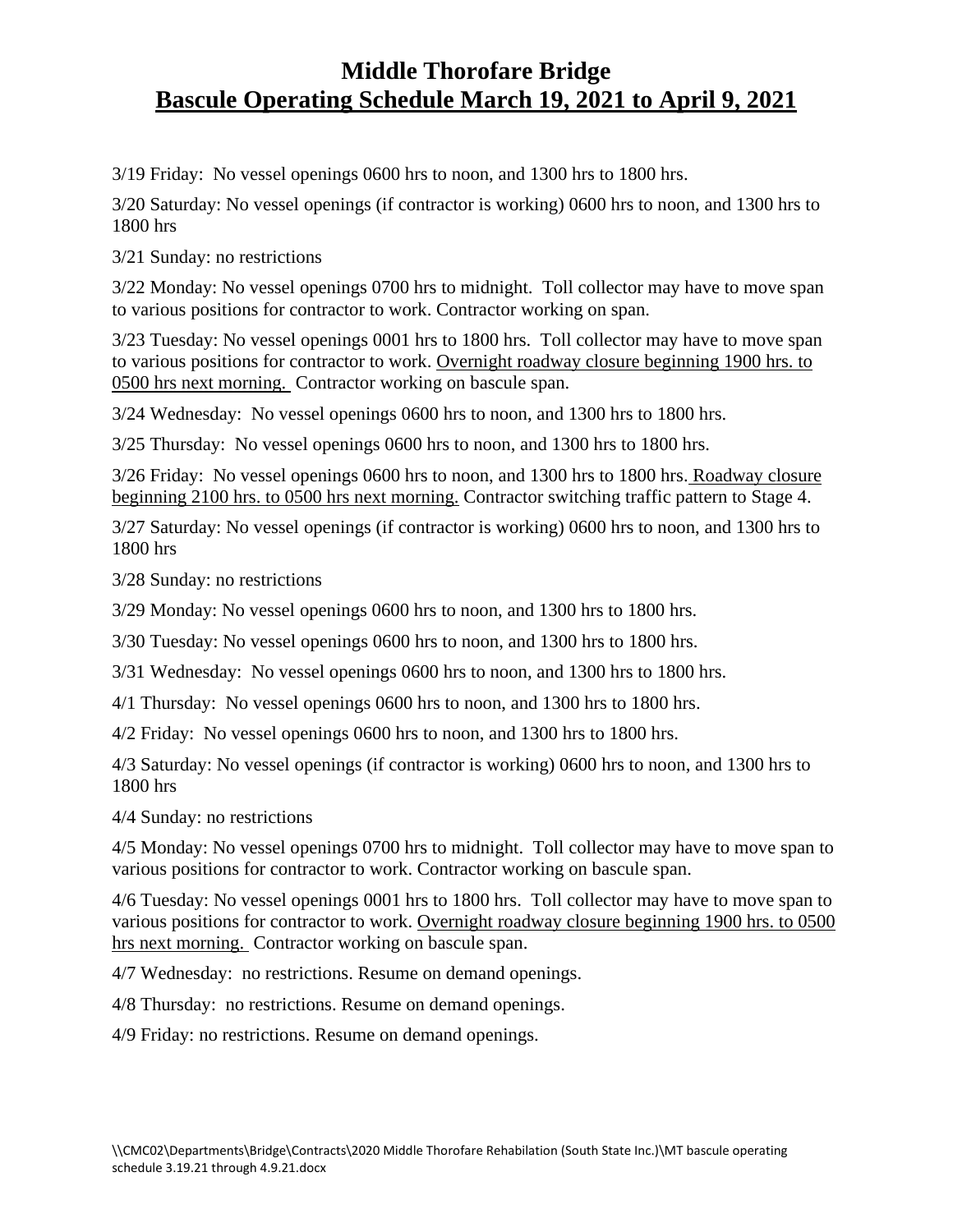# Middle Thorofare Bridge

## <u>Bascule Operating Schedule March 19, 2021 to April 9, 2021</u>

3/19 Friday: No vessel openings 0600 hrs to noon, and 1300 hrs to 1800 hrs.

3/20 Saturday: No vessel openings (if contractor is working) 0600 hrs to noon, and 1300 hrs to 1800 hrs

3/21 Sunday: no restrictions

3/22 Monday: No vessel openings 0700 hrs to midnight. Toll collector may have to move span to various positions for contractor to work. Contractor working on span.

3/23 Tuesday: No vessel openings 0001 hrs to 1800 hrs. Toll collector may have to move span to various positions for contractor to work. <u>Overnight roadway closure beginning 1900 hrs. to 0500 hrs next morning.</u> Contractor working on bascule span.

3/24 Wednesday: No vessel openings 0600 hrs to noon, and 1300 hrs to 1800 hrs.

3/25 Thursday: No vessel openings 0600 hrs to noon, and 1300 hrs to 1800 hrs.

3/26 Friday: No vessel openings 0600 hrs to noon, and 1300 hrs to 1800 hrs. <u>Roadway closure beginning 2100 hrs. to 0500 hrs next morning.</u> Contractor switching traffic pattern to Stage 4.

3/27 Saturday: No vessel openings (if contractor is working) 0600 hrs to noon, and 1300 hrs to 1800 hrs

3/28 Sunday: no restrictions

3/29 Monday: No vessel openings 0600 hrs to noon, and 1300 hrs to 1800 hrs.

3/30 Tuesday: No vessel openings 0600 hrs to noon, and 1300 hrs to 1800 hrs.

3/31 Wednesday: No vessel openings 0600 hrs to noon, and 1300 hrs to 1800 hrs.

4/1 Thursday: No vessel openings 0600 hrs to noon, and 1300 hrs to 1800 hrs.

4/2 Friday: No vessel openings 0600 hrs to noon, and 1300 hrs to 1800 hrs.

4/3 Saturday: No vessel openings (if contractor is working) 0600 hrs to noon, and 1300 hrs to 1800 hrs

4/4 Sunday: no restrictions

4/5 Monday: No vessel openings 0700 hrs to midnight. Toll collector may have to move span to various positions for contractor to work. Contractor working on bascule span.

4/6 Tuesday: No vessel openings 0001 hrs to 1800 hrs. Toll collector may have to move span to various positions for contractor to work. <u>Overnight roadway closure beginning 1900 hrs. to 0500 hrs next morning.</u> Contractor working on bascule span.

4/7 Wednesday: no restrictions. Resume on demand openings.

4/8 Thursday: no restrictions. Resume on demand openings.

4/9 Friday: no restrictions. Resume on demand openings.

\\CMC02\Departments\Bridge\Contracts\2020 Middle Thorofare Rehabilation (South State Inc.)\MT bascule operating schedule 3.19.21 through 4.9.21.docx